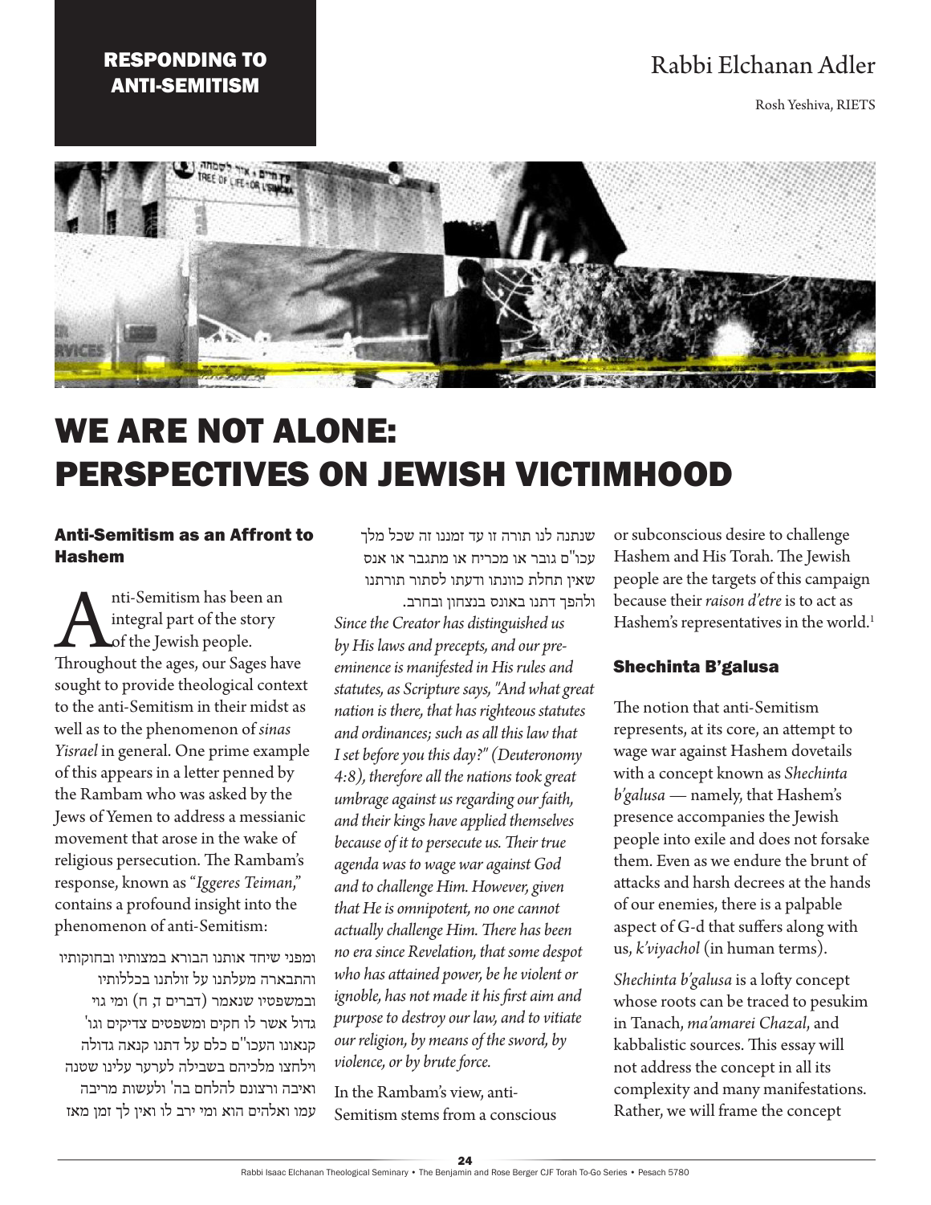RESPONDING TO ANTI-SEMITISM

Rabbi Elchanan Adler

Rosh Yeshiva, RIETS

# WE ARE NOT ALONE: PERSPECTIVES ON JEWISH VICTIMHOOD

## Anti-Semitism as an Affront to Hashem

Anti-Semitism has been an integral part of the story of the Jewish people. Throughout the ages, our Sages have sought to provide theological context to the anti-Semitism in their midst as well as to the phenomenon of *sinas Yisrael* in general. One prime example of this appears in a letter penned by the Rambam who was asked by the Jews of Yemen to address a messianic movement that arose in the wake of religious persecution. The Rambam's response, known as "*Iggeres Teiman*," contains a profound insight into the phenomenon of anti-Semitism:

ומפני שיחד אותנו הבורא במצותיו ובחוקותיו והתבארה מעלתנו על זולתנו בכללותיו ובמשפטיו שנאמר (דברים ד, ח) ומי גוי גדול אשר לו חקים ומשפטים צדיקים וגו' קנאונו העכו"ם כלם על דתנו קנאה גדולה וילחצו מלכיהם בשבילה לערער עלינו שטנה ואיבה ורצונם להלחם בה' ולעשות מריבה עמו ואלהים הוא ומי ירב לו ואין לך זמן מאז שנתנה לנו תורה זו עד זמננו זה שכל מלך עכו"ם גובר או מכריח או מתגבר או אנס שאין תחלת כוונתו ודעתו לסתור תורתנו ולהפך דתנו באונס בנצחון ובחרב.

*Since the Creator has distinguished us by His laws and precepts, and our pre-eminence is manifested in His rules and statutes, as Scripture says, "And what great nation is there, that has righteous statutes and ordinances; such as all this law that I set before you this day?" (Deuteronomy 4:8), therefore all the nations took great umbrage against us regarding our faith, and their kings have applied themselves because of it to persecute us. Their true agenda was to wage war against God and to challenge Him. However, given that He is omnipotent, no one cannot actually challenge Him. There has been no era since Revelation, that some despot who has attained power, be he violent or ignoble, has not made it his first aim and purpose to destroy our law, and to vitiate our religion, by means of the sword, by violence, or by brute force.*

In the Rambam's view, anti-Semitism stems from a conscious or subconscious desire to challenge Hashem and His Torah. The Jewish people are the targets of this campaign because their *raison d'etre* is to act as Hashem's representatives in the world.[1]

## Shechinta B'galusa

The notion that anti-Semitism represents, at its core, an attempt to wage war against Hashem dovetails with a concept known as *Shechinta b'galusa* — namely, that Hashem's presence accompanies the Jewish people into exile and does not forsake them. Even as we endure the brunt of attacks and harsh decrees at the hands of our enemies, there is a palpable aspect of G-d that suffers along with us, *k'viyachol* (in human terms).

*Shechinta b'galusa* is a lofty concept whose roots can be traced to pesukim in Tanach, *ma'amarei Chazal*, and kabbalistic sources. This essay will not address the concept in all its complexity and many manifestations. Rather, we will frame the concept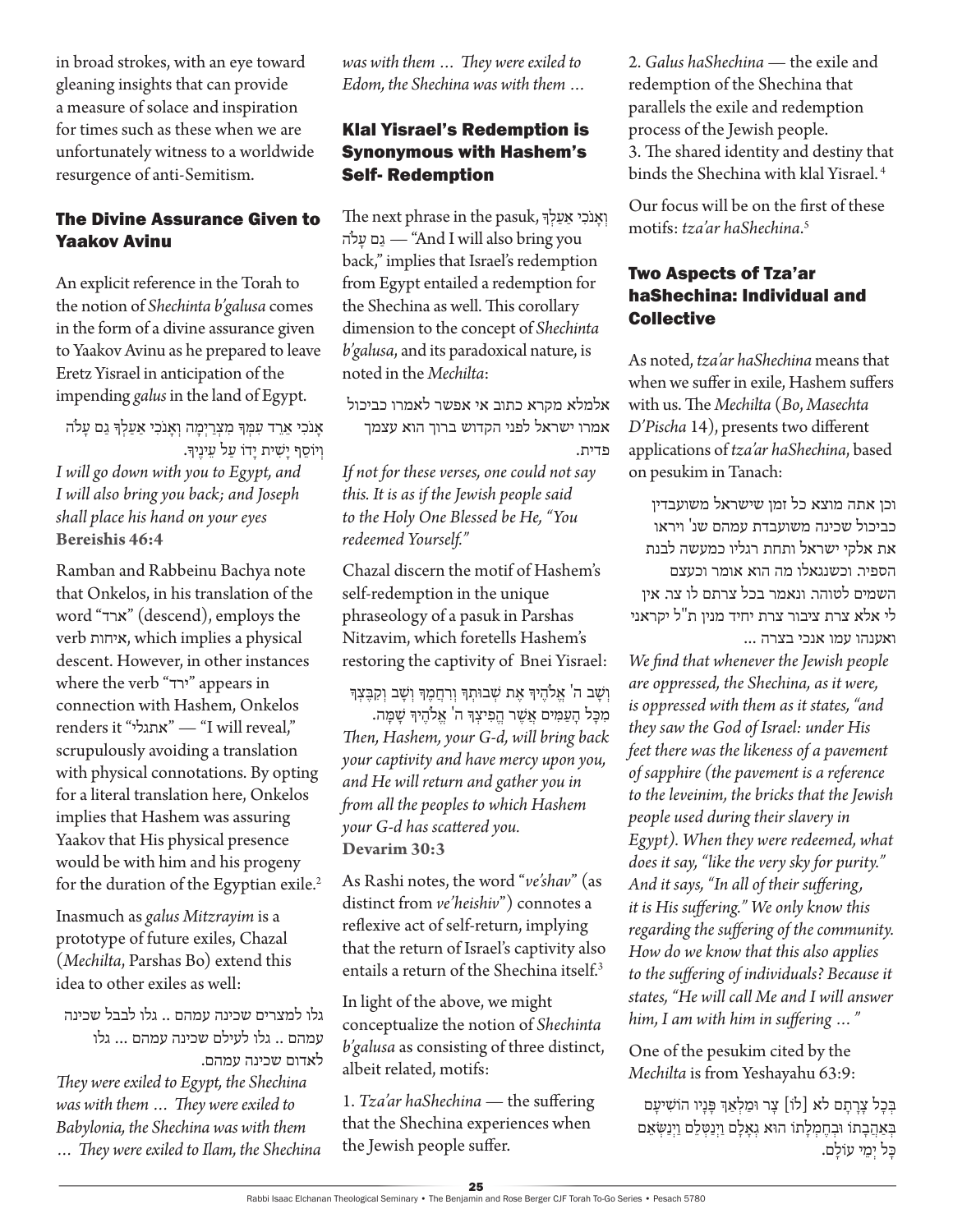in broad strokes, with an eye toward gleaning insights that can provide a measure of solace and inspiration for times such as these when we are unfortunately witness to a worldwide resurgence of anti-Semitism.

## The Divine Assurance Given to Yaakov Avinu

An explicit reference in the Torah to the notion of *Shechinta b'galusa* comes in the form of a divine assurance given to Yaakov Avinu as he prepared to leave Eretz Yisrael in anticipation of the impending *galus* in the land of Egypt.

אָנֹכִי אֵרֵד עִמְּךָ מִצְרַיְמָה וְאָנֹכִי אַעַלְךָ גַם עָלֹה וְיוֹסֵף יָשִׁית יָדוֹ עַל עֵינֶיךָ.

*I will go down with you to Egypt, and I will also bring you back; and Joseph shall place his hand on your eyes*
**Bereishis 46:4**

Ramban and Rabbeinu Bachya note that Onkelos, in his translation of the word "ארד" (descend), employs the verb איחות, which implies a physical descent. However, in other instances where the verb "ירד" appears in connection with Hashem, Onkelos renders it "אתגלי" — "I will reveal," scrupulously avoiding a translation with physical connotations. By opting for a literal translation here, Onkelos implies that Hashem was assuring Yaakov that His physical presence would be with him and his progeny for the duration of the Egyptian exile.[2]

Inasmuch as *galus Mitzrayim* is a prototype of future exiles, Chazal (*Mechilta*, Parshas Bo) extend this idea to other exiles as well:

גלו למצרים שכינה עמהם .. גלו לבבל שכינה עמהם .. גלו לעילם שכינה עמהם ... גלו לאדום שכינה עמהם.

*They were exiled to Egypt, the Shechina was with them … They were exiled to Babylonia, the Shechina was with them … They were exiled to Ilam, the Shechina was with them … They were exiled to Edom, the Shechina was with them …*

## Klal Yisrael's Redemption is Synonymous with Hashem's Self- Redemption

The next phrase in the pasuk, וְאָנֹכִי אַעַלְךָ גַם עָלֹה — "And I will also bring you back," implies that Israel's redemption from Egypt entailed a redemption for the Shechina as well. This corollary dimension to the concept of *Shechinta b'galusa*, and its paradoxical nature, is noted in the *Mechilta*:

אלמלא מקרא כתוב אי אפשר לאמרו כביכול אמרו ישראל לפני הקדוש ברוך הוא עצמך פדית.

*If not for these verses, one could not say this. It is as if the Jewish people said to the Holy One Blessed be He, "You redeemed Yourself."*

Chazal discern the motif of Hashem's self-redemption in the unique phraseology of a pasuk in Parshas Nitzavim, which foretells Hashem's restoring the captivity of Bnei Yisrael:

וְשָׁב ה' אֱלֹהֶיךָ אֶת שְׁבוּתְךָ וְרִחֲמֶךָ וְשָׁב וְקִבֶּצְךָ מִכָּל הָעַמִּים אֲשֶׁר הֱפִיצְךָ ה' אֱלֹהֶיךָ שָׁמָּה.

*Then, Hashem, your G-d, will bring back your captivity and have mercy upon you, and He will return and gather you in from all the peoples to which Hashem your G-d has scattered you.*
**Devarim 30:3**

As Rashi notes, the word "*ve'shav*" (as distinct from *ve'heishiv*") connotes a reflexive act of self-return, implying that the return of Israel's captivity also entails a return of the Shechina itself.[3]

In light of the above, we might conceptualize the notion of *Shechinta b'galusa* as consisting of three distinct, albeit related, motifs:

1. *Tza'ar haShechina* — the suffering that the Shechina experiences when the Jewish people suffer.
2. *Galus haShechina* — the exile and redemption of the Shechina that parallels the exile and redemption process of the Jewish people.
3. The shared identity and destiny that binds the Shechina with klal Yisrael.[4]

Our focus will be on the first of these motifs: *tza'ar haShechina*.[5]

## Two Aspects of Tza'ar haShechina: Individual and Collective

As noted, *tza'ar haShechina* means that when we suffer in exile, Hashem suffers with us. The *Mechilta* (*Bo*, *Masechta D'Pischa* 14), presents two different applications of *tza'ar haShechina*, based on pesukim in Tanach:

וכן אתה מוצא כל זמן שישראל משועבדין כביכול שכינה משועבדת עמהם שנ' ויראו את אלקי ישראל ותחת רגליו כמעשה לבנת הספיר. וכשנגאלו מה הוא אומר וכעצם השמים לטוהר. ונאמר בכל צרתם לו צר. אין לי אלא צרת ציבור צרת יחיד מנין ת"ל יקראני ואענהו עמו אנכי בצרה ...

*We find that whenever the Jewish people are oppressed, the Shechina, as it were, is oppressed with them as it states, "and they saw the God of Israel: under His feet there was the likeness of a pavement of sapphire (the pavement is a reference to the leveinim, the bricks that the Jewish people used during their slavery in Egypt). When they were redeemed, what does it say, "like the very sky for purity." And it says, "In all of their suffering, it is His suffering." We only know this regarding the suffering of the community. How do we know that this also applies to the suffering of individuals? Because it states, "He will call Me and I will answer him, I am with him in suffering … "*

One of the pesukim cited by the *Mechilta* is from Yeshayahu 63:9:

בְּכָל צָרָתָם לא [לוֹ] צָר וּמַלְאַךְ פָּנָיו הוֹשִׁיעָם בְּאַהֲבָתוֹ וּבְחֶמְלָתוֹ הוּא גְאָלָם וַיְנַטְּלֵם וַיְנַשְּׂאֵם כָּל יְמֵי עוֹלָם.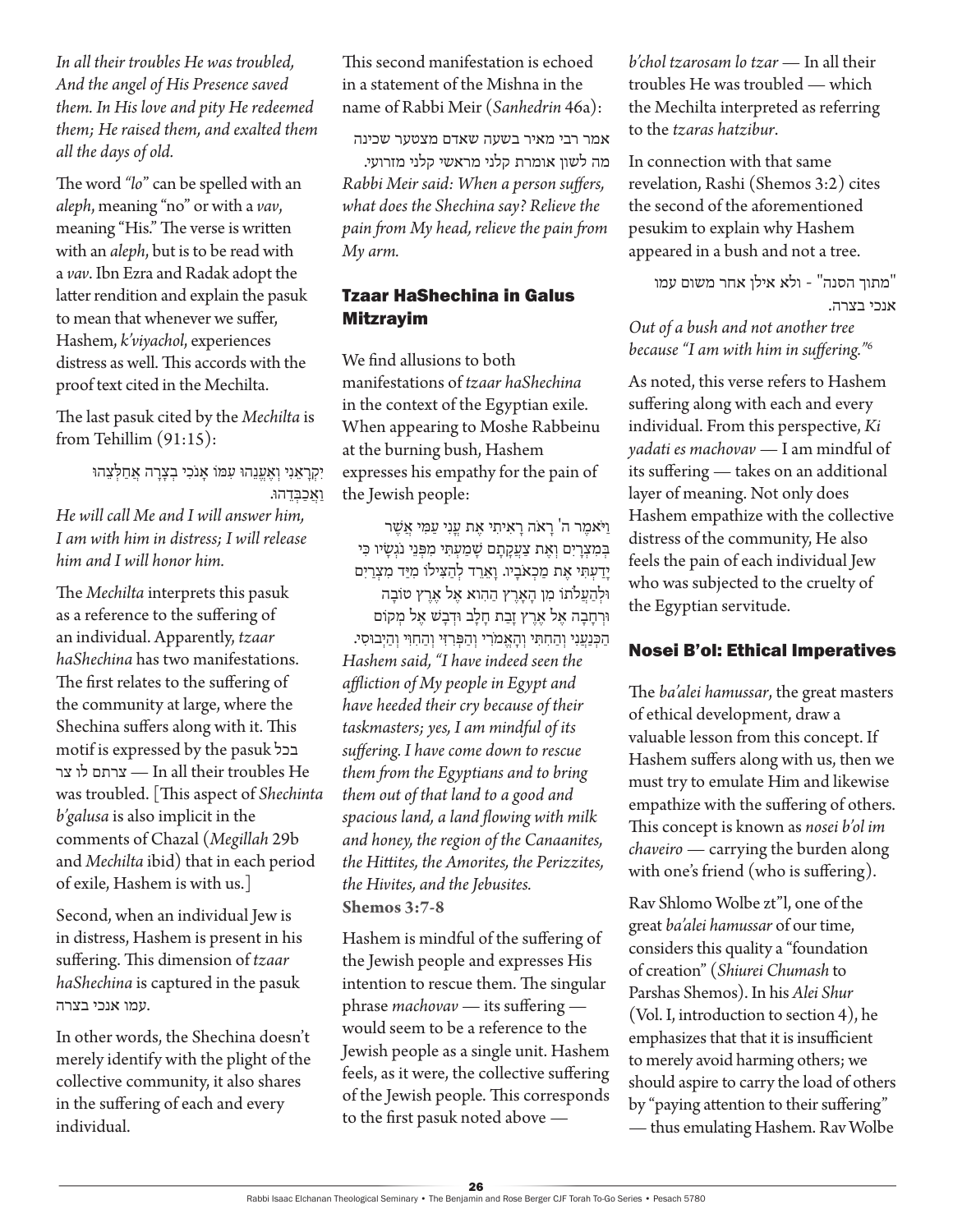*In all their troubles He was troubled, And the angel of His Presence saved them. In His love and pity He redeemed them; He raised them, and exalted them all the days of old.*

The word *"lo"* can be spelled with an *aleph*, meaning "no" or with a *vav*, meaning "His." The verse is written with an *aleph*, but is to be read with a *vav*. Ibn Ezra and Radak adopt the latter rendition and explain the pasuk to mean that whenever we suffer, Hashem, *k'viyachol*, experiences distress as well. This accords with the proof text cited in the Mechilta.

The last pasuk cited by the *Mechilta* is from Tehillim (91:15):

יִקְרָאֵנִי וְאֶעֱנֵהוּ עִמּוֹ אָנֹכִי בְצָרָה אֲחַלְּצֵהוּ וַאֲכַבְּדֵהוּ.

*He will call Me and I will answer him, I am with him in distress; I will release him and I will honor him.*

The *Mechilta* interprets this pasuk as a reference to the suffering of an individual. Apparently, *tzaar haShechina* has two manifestations. The first relates to the suffering of the community at large, where the Shechina suffers along with it. This motif is expressed by the pasuk בכל צרתם לו צר — In all their troubles He was troubled. [This aspect of *Shechinta b'galusa* is also implicit in the comments of Chazal (*Megillah* 29b and *Mechilta* ibid) that in each period of exile, Hashem is with us.]

Second, when an individual Jew is in distress, Hashem is present in his suffering. This dimension of *tzaar haShechina* is captured in the pasuk עמו אנכי בצרה.

In other words, the Shechina doesn't merely identify with the plight of the collective community, it also shares in the suffering of each and every individual.

This second manifestation is echoed in a statement of the Mishna in the name of Rabbi Meir (*Sanhedrin* 46a):

אמר רבי מאיר בשעה שאדם מצטער שכינה מה לשון אומרת קלני מראשי קלני מזרועי.

*Rabbi Meir said: When a person suffers, what does the Shechina say? Relieve the pain from My head, relieve the pain from My arm.*

## Tzaar HaShechina in Galus Mitzrayim

We find allusions to both manifestations of *tzaar haShechina* in the context of the Egyptian exile. When appearing to Moshe Rabbeinu at the burning bush, Hashem expresses his empathy for the pain of the Jewish people:

וַיֹּאמֶר ה' רָאֹה רָאִיתִי אֶת עֳנִי עַמִּי אֲשֶׁר בְּמִצְרָיִם וְאֶת צַעֲקָתָם שָׁמַעְתִּי מִפְּנֵי נֹגְשָׂיו כִּי יָדַעְתִּי אֶת מַכְאֹבָיו. וָאֵרֵד לְהַצִּילוֹ מִיַּד מִצְרַיִם וּלְהַעֲלֹתוֹ מִן הָאָרֶץ הַהִוא אֶל אֶרֶץ טוֹבָה וּרְחָבָה אֶל אֶרֶץ זָבַת חָלָב וּדְבָשׁ אֶל מְקוֹם הַכְּנַעֲנִי וְהַחִתִּי וְהָאֱמֹרִי וְהַפְּרִזִּי וְהַחִוִּי וְהַיְבוּסִי.

*Hashem said, "I have indeed seen the affliction of My people in Egypt and have heeded their cry because of their taskmasters; yes, I am mindful of its suffering. I have come down to rescue them from the Egyptians and to bring them out of that land to a good and spacious land, a land flowing with milk and honey, the region of the Canaanites, the Hittites, the Amorites, the Perizzites, the Hivites, and the Jebusites.*
**Shemos 3:7-8**

Hashem is mindful of the suffering of the Jewish people and expresses His intention to rescue them. The singular phrase *machovav* — its suffering — would seem to be a reference to the Jewish people as a single unit. Hashem feels, as it were, the collective suffering of the Jewish people. This corresponds to the first pasuk noted above — *b'chol tzarosam lo tzar* — In all their troubles He was troubled — which the Mechilta interpreted as referring to the *tzaras hatzibur*.

In connection with that same revelation, Rashi (Shemos 3:2) cites the second of the aforementioned pesukim to explain why Hashem appeared in a bush and not a tree.

"מתוך הסנה" - ולא אילן אחר משום עמו אנכי בצרה.

*Out of a bush and not another tree because "I am with him in suffering."*[6]

As noted, this verse refers to Hashem suffering along with each and every individual. From this perspective, *Ki yadati es machovav* — I am mindful of its suffering — takes on an additional layer of meaning. Not only does Hashem empathize with the collective distress of the community, He also feels the pain of each individual Jew who was subjected to the cruelty of the Egyptian servitude.

## Nosei B'ol: Ethical Imperatives

The *ba'alei hamussar*, the great masters of ethical development, draw a valuable lesson from this concept. If Hashem suffers along with us, then we must try to emulate Him and likewise empathize with the suffering of others. This concept is known as *nosei b'ol im chaveiro* — carrying the burden along with one's friend (who is suffering).

Rav Shlomo Wolbe zt"l, one of the great *ba'alei hamussar* of our time, considers this quality a "foundation of creation" (*Shiurei Chumash* to Parshas Shemos). In his *Alei Shur* (Vol. I, introduction to section 4), he emphasizes that that it is insufficient to merely avoid harming others; we should aspire to carry the load of others by "paying attention to their suffering" — thus emulating Hashem. Rav Wolbe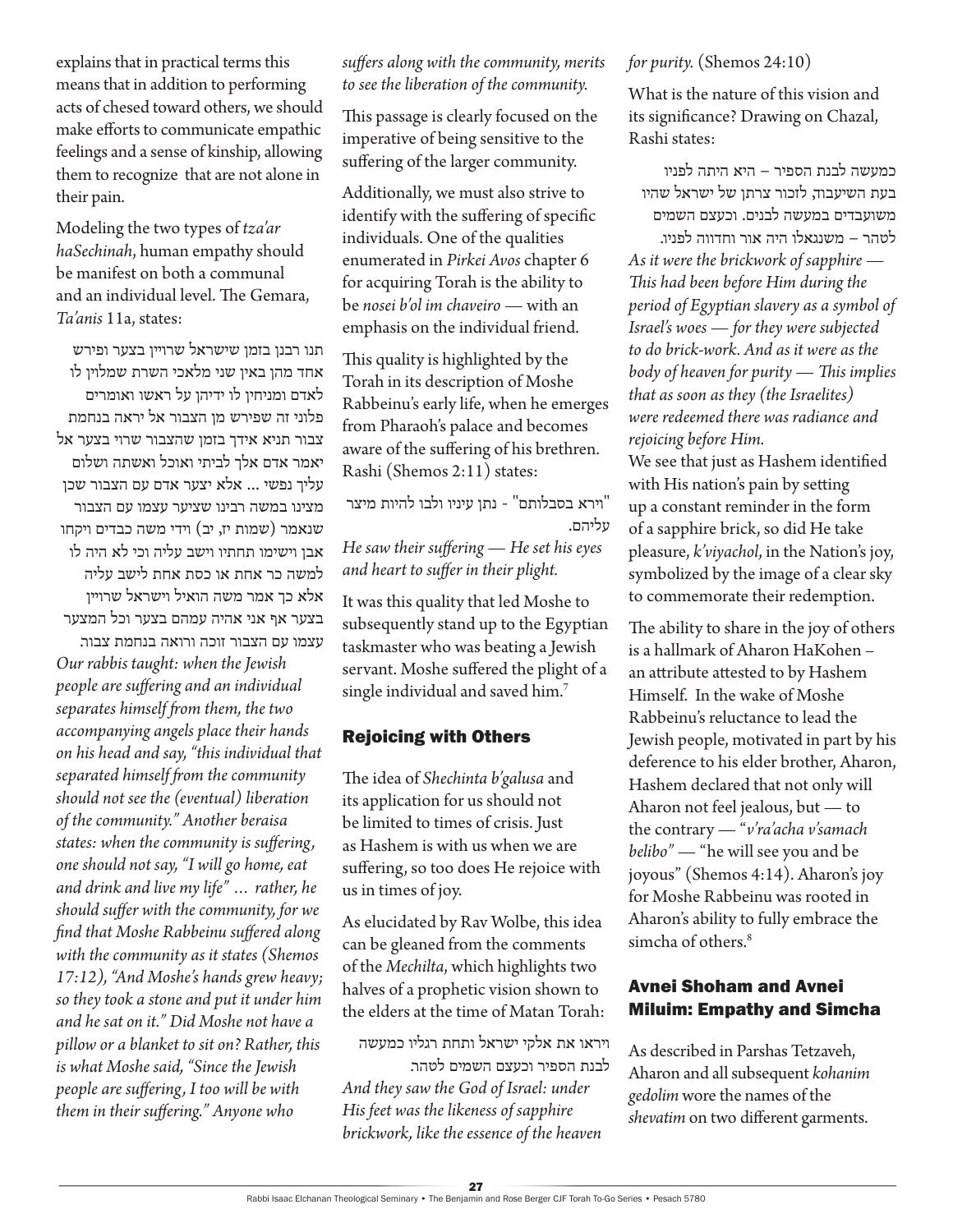explains that in practical terms this means that in addition to performing acts of chesed toward others, we should make efforts to communicate empathic feelings and a sense of kinship, allowing them to recognize that are not alone in their pain.

Modeling the two types of *tza'ar haSechinah*, human empathy should be manifest on both a communal and an individual level. The Gemara, *Ta'anis* 11a, states:

תנו רבנן בזמן שישראל שרויין בצער ופירש אחד מהן באין שני מלאכי השרת שמלוין לו לאדם ומניחין לו ידיהן על ראשו ואומרים פלוני זה שפירש מן הצבור אל יראה בנחמת צבור תניא אידך בזמן שהצבור שרוי בצער אל יאמר אדם אלך לביתי ואוכל ואשתה ושלום עליך נפשי ... אלא יצער אדם עם הצבור שכן מצינו במשה רבינו שציער עצמו עם הצבור שנאמר (שמות יז, יב) וידי משה כבדים ויקחו אבן וישימו תחתיו וישב עליה וכי לא היה לו למשה כר אחת או כסת אחת לישב עליה אלא כך אמר משה הואיל וישראל שרויין בצער אף אני אהיה עמהם בצער וכל המצער עצמו עם הצבור זוכה ורואה בנחמת צבור.

*Our rabbis taught: when the Jewish people are suffering and an individual separates himself from them, the two accompanying angels place their hands on his head and say, "this individual that separated himself from the community should not see the (eventual) liberation of the community." Another beraisa states: when the community is suffering, one should not say, "I will go home, eat and drink and live my life" … rather, he should suffer with the community, for we find that Moshe Rabbeinu suffered along with the community as it states (Shemos 17:12), "And Moshe's hands grew heavy; so they took a stone and put it under him and he sat on it." Did Moshe not have a pillow or a blanket to sit on? Rather, this is what Moshe said, "Since the Jewish people are suffering, I too will be with them in their suffering." Anyone who suffers along with the community, merits to see the liberation of the community.*

This passage is clearly focused on the imperative of being sensitive to the suffering of the larger community.

Additionally, we must also strive to identify with the suffering of specific individuals. One of the qualities enumerated in *Pirkei Avos* chapter 6 for acquiring Torah is the ability to be *nosei b'ol im chaveiro* — with an emphasis on the individual friend.

This quality is highlighted by the Torah in its description of Moshe Rabbeinu's early life, when he emerges from Pharaoh's palace and becomes aware of the suffering of his brethren. Rashi (Shemos 2:11) states:

"וירא בסבלותם" - נתן עיניו ולבו להיות מיצר עליהם.

*He saw their suffering — He set his eyes and heart to suffer in their plight.*

It was this quality that led Moshe to subsequently stand up to the Egyptian taskmaster who was beating a Jewish servant. Moshe suffered the plight of a single individual and saved him.[7]

## Rejoicing with Others

The idea of *Shechinta b'galusa* and its application for us should not be limited to times of crisis. Just as Hashem is with us when we are suffering, so too does He rejoice with us in times of joy.

As elucidated by Rav Wolbe, this idea can be gleaned from the comments of the *Mechilta*, which highlights two halves of a prophetic vision shown to the elders at the time of Matan Torah:

ויראו את אלקי ישראל ותחת רגליו כמעשה לבנת הספיר וכעצם השמים לטהר.

*And they saw the God of Israel: under His feet was the likeness of sapphire brickwork, like the essence of the heaven for purity.* (Shemos 24:10)

What is the nature of this vision and its significance? Drawing on Chazal, Rashi states:

כמעשה לבנת הספיר – היא היתה לפניו בעת השיעבוד, לזכור צרתן של ישראל שהיו משועבדים במעשה לבנים. וכעצם השמים לטהר – משנגאלו היה אור וחדווה לפניו.

*As it were the brickwork of sapphire — This had been before Him during the period of Egyptian slavery as a symbol of Israel's woes — for they were subjected to do brick-work. And as it were as the body of heaven for purity — This implies that as soon as they (the Israelites) were redeemed there was radiance and rejoicing before Him.*

We see that just as Hashem identified with His nation's pain by setting up a constant reminder in the form of a sapphire brick, so did He take pleasure, *k'viyachol*, in the Nation's joy, symbolized by the image of a clear sky to commemorate their redemption.

The ability to share in the joy of others is a hallmark of Aharon HaKohen – an attribute attested to by Hashem Himself. In the wake of Moshe Rabbeinu's reluctance to lead the Jewish people, motivated in part by his deference to his elder brother, Aharon, Hashem declared that not only will Aharon not feel jealous, but — to the contrary — "*v'ra'acha v'samach belibo*" — "he will see you and be joyous" (Shemos 4:14). Aharon's joy for Moshe Rabbeinu was rooted in Aharon's ability to fully embrace the simcha of others.[8]

## Avnei Shoham and Avnei Miluim: Empathy and Simcha

As described in Parshas Tetzaveh, Aharon and all subsequent *kohanim gedolim* wore the names of the *shevatim* on two different garments.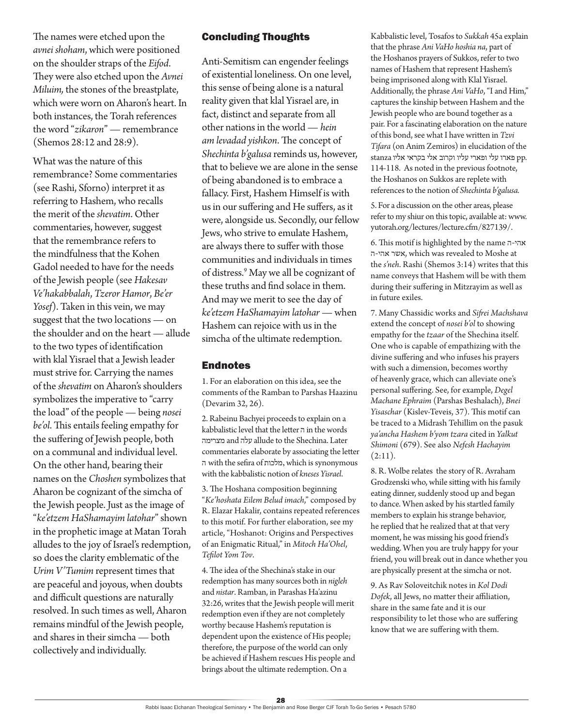The names were etched upon the *avnei shoham*, which were positioned on the shoulder straps of the *Eifod*. They were also etched upon the *Avnei Miluim,* the stones of the breastplate, which were worn on Aharon's heart. In both instances, the Torah references the word "*zikaron*" — remembrance (Shemos 28:12 and 28:9).

What was the nature of this remembrance? Some commentaries (see Rashi, Sforno) interpret it as referring to Hashem, who recalls the merit of the *shevatim*. Other commentaries, however, suggest that the remembrance refers to the mindfulness that the Kohen Gadol needed to have for the needs of the Jewish people (see *Hakesav Ve'hakabbalah*, *Tzeror Hamor*, *Be'er Yosef*). Taken in this vein, we may suggest that the two locations — on the shoulder and on the heart — allude to the two types of identification with klal Yisrael that a Jewish leader must strive for. Carrying the names of the *shevatim* on Aharon's shoulders symbolizes the imperative to "carry the load" of the people — being *nosei be'ol*. This entails feeling empathy for the suffering of Jewish people, both on a communal and individual level. On the other hand, bearing their names on the *Choshen* symbolizes that Aharon be cognizant of the simcha of the Jewish people. Just as the image of "*ke'etzem HaShamayim latohar*" shown in the prophetic image at Matan Torah alludes to the joy of Israel's redemption, so does the clarity emblematic of the *Urim V'Tumim* represent times that are peaceful and joyous, when doubts and difficult questions are naturally resolved. In such times as well, Aharon remains mindful of the Jewish people, and shares in their simcha — both collectively and individually.

## Concluding Thoughts

Anti-Semitism can engender feelings of existential loneliness. On one level, this sense of being alone is a natural reality given that klal Yisrael are, in fact, distinct and separate from all other nations in the world — *hein am levadad yishkon*. The concept of *Shechinta b'galusa* reminds us, however, that to believe we are alone in the sense of being abandoned is to embrace a fallacy. First, Hashem Himself is with us in our suffering and He suffers, as it were, alongside us. Secondly, our fellow Jews, who strive to emulate Hashem, are always there to suffer with those communities and individuals in times of distress.[9] May we all be cognizant of these truths and find solace in them. And may we merit to see the day of *ke'etzem HaShamayim latohar* — when Hashem can rejoice with us in the simcha of the ultimate redemption.

## Endnotes

1. For an elaboration on this idea, see the comments of the Ramban to Parshas Haazinu (Devarim 32, 26).

2. Rabeinu Bachyei proceeds to explain on a kabbalistic level that the letter ה in the words מצרימה and עלה allude to the Shechina. Later commentaries elaborate by associating the letter ה with the sefira of מלכות, which is synonymous with the kabbalistic notion of *kneses Yisrael*.

3. The Hoshana composition beginning "*Ke'hoshata Eilem Belud imach*," composed by R. Elazar Hakalir, contains repeated references to this motif. For further elaboration, see my article, "Hoshanot: Origins and Perspectives of an Enigmatic Ritual," in *Mitoch Ha'Ohel, Tefilot Yom Tov*.

4. The idea of the Shechina's stake in our redemption has many sources both in *nigleh* and *nistar*. Ramban, in Parashas Ha'azinu 32:26, writes that the Jewish people will merit redemption even if they are not completely worthy because Hashem's reputation is dependent upon the existence of His people; therefore, the purpose of the world can only be achieved if Hashem rescues His people and brings about the ultimate redemption. On a Kabbalistic level, Tosafos to *Sukkah* 45a explain that the phrase *Ani VaHo hoshia na*, part of the Hoshanos prayers of Sukkos, refer to two names of Hashem that represent Hashem's being imprisoned along with Klal Yisrael. Additionally, the phrase *Ani VaHo*, "I and Him," captures the kinship between Hashem and the Jewish people who are bound together as a pair. For a fascinating elaboration on the nature of this bond, see what I have written in *Tzvi Tifara* (on Anim Zemiros) in elucidation of the stanza פארו עלי ופארי עליו וקרוב אלי בקראי אליו pp. 114-118. As noted in the previous footnote, the Hoshanos on Sukkos are replete with references to the notion of *Shechinta b'galusa.*

5. For a discussion on the other areas, please refer to my shiur on this topic, available at: www.yutorah.org/lectures/lecture.cfm/827139/.

6. This motif is highlighted by the name אהי-ה אשר אהי-ה, which was revealed to Moshe at the *s'neh*. Rashi (Shemos 3:14) writes that this name conveys that Hashem will be with them during their suffering in Mitzrayim as well as in future exiles.

7. Many Chassidic works and *Sifrei Machshava* extend the concept of *nosei b'ol* to showing empathy for the *tzaar* of the Shechina itself. One who is capable of empathizing with the divine suffering and who infuses his prayers with such a dimension, becomes worthy of heavenly grace, which can alleviate one's personal suffering. See, for example, *Degel Machane Ephraim* (Parshas Beshalach), *Bnei Yisaschar* (Kislev-Teveis, 37). This motif can be traced to a Midrash Tehillim on the pasuk *ya'ancha Hashem b'yom tzara* cited in *Yalkut Shimoni* (679). See also *Nefesh Hachayim* (2:11).

8. R. Wolbe relates the story of R. Avraham Grodzenski who, while sitting with his family eating dinner, suddenly stood up and began to dance. When asked by his startled family members to explain his strange behavior, he replied that he realized that at that very moment, he was missing his good friend's wedding. When you are truly happy for your friend, you will break out in dance whether you are physically present at the simcha or not.

9. As Rav Soloveitchik notes in *Kol Dodi Dofek*, all Jews, no matter their affiliation, share in the same fate and it is our responsibility to let those who are suffering know that we are suffering with them.